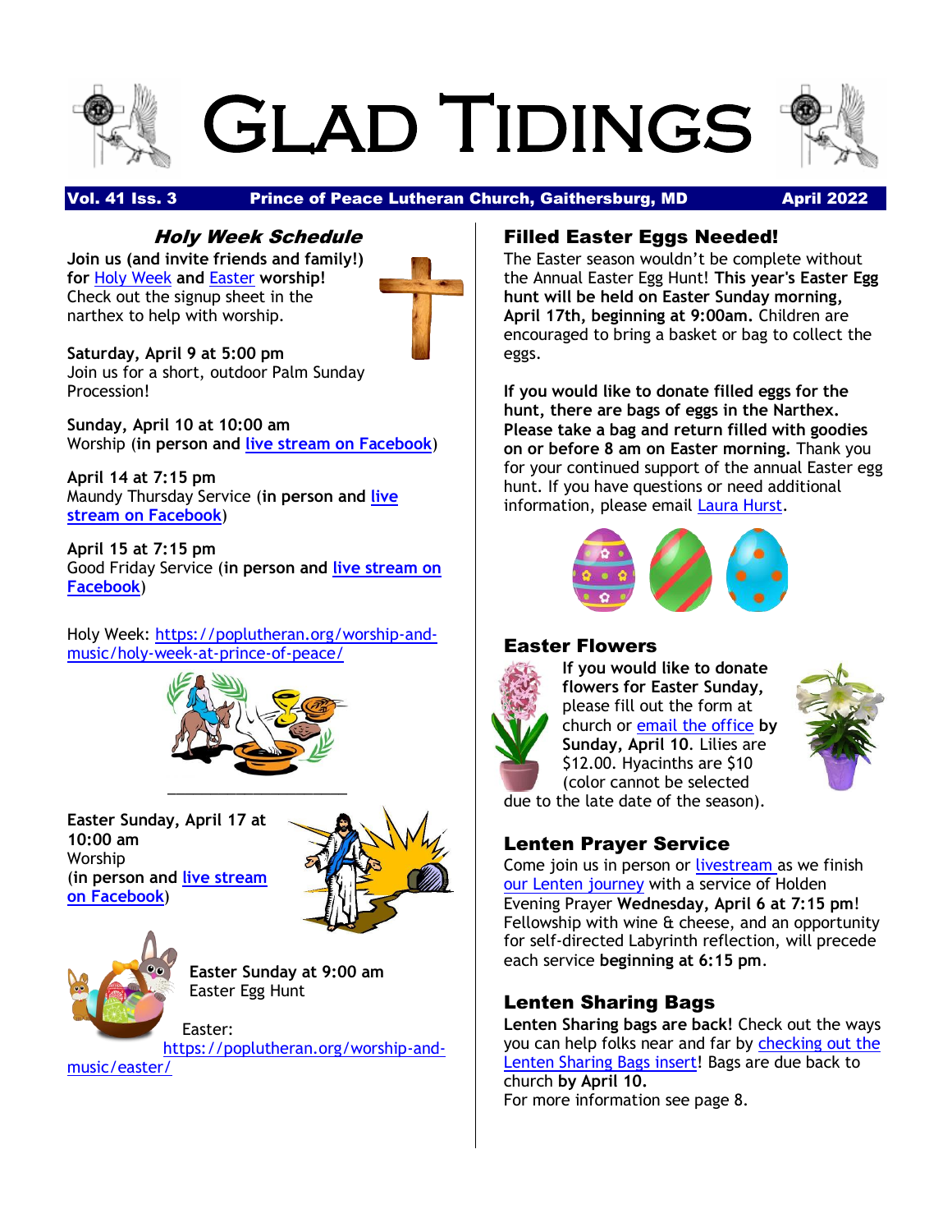# Glad Tidings

**Vol. 41 Iss. 3 — Prince of Peace Lutheran Church, Gaithersburg, MD — April 2022**

## *Holy Week Schedule*

**Join us (and invite friends and family!) for** Holy Week **and** Easter **worship!** Check out the signup sheet in the narthex to help with worship.

**Saturday, April 9 at 5:00 pm**
Join us for a short, outdoor Palm Sunday Procession!

**Sunday, April 10 at 10:00 am**
Worship (**in person and** live stream on Facebook)

**April 14 at 7:15 pm**
Maundy Thursday Service (**in person and** live stream on Facebook)

**April 15 at 7:15 pm**
Good Friday Service (**in person and** live stream on Facebook)

Holy Week: https://poplutheran.org/worship-and-music/holy-week-at-prince-of-peace/

---

**Easter Sunday, April 17 at 10:00 am**
Worship
(**in person and** live stream on Facebook)

**Easter Sunday at 9:00 am**
Easter Egg Hunt

Easter: https://poplutheran.org/worship-and-music/easter/

## Filled Easter Eggs Needed!

The Easter season wouldn't be complete without the Annual Easter Egg Hunt! **This year's Easter Egg hunt will be held on Easter Sunday morning, April 17th, beginning at 9:00am.** Children are encouraged to bring a basket or bag to collect the eggs.

**If you would like to donate filled eggs for the hunt, there are bags of eggs in the Narthex. Please take a bag and return filled with goodies on or before 8 am on Easter morning.** Thank you for your continued support of the annual Easter egg hunt. If you have questions or need additional information, please email Laura Hurst.

## Easter Flowers

**If you would like to donate flowers for Easter Sunday,** please fill out the form at church or email the office **by Sunday, April 10.** Lilies are $12.00. Hyacinths are $10 (color cannot be selected due to the late date of the season).

## Lenten Prayer Service

Come join us in person or livestream as we finish our Lenten journey with a service of Holden Evening Prayer **Wednesday, April 6 at 7:15 pm**! Fellowship with wine & cheese, and an opportunity for self-directed Labyrinth reflection, will precede each service **beginning at 6:15 pm**.

## Lenten Sharing Bags

**Lenten Sharing bags are back!** Check out the ways you can help folks near and far by checking out the Lenten Sharing Bags insert! Bags are due back to church **by April 10.**
For more information see page 8.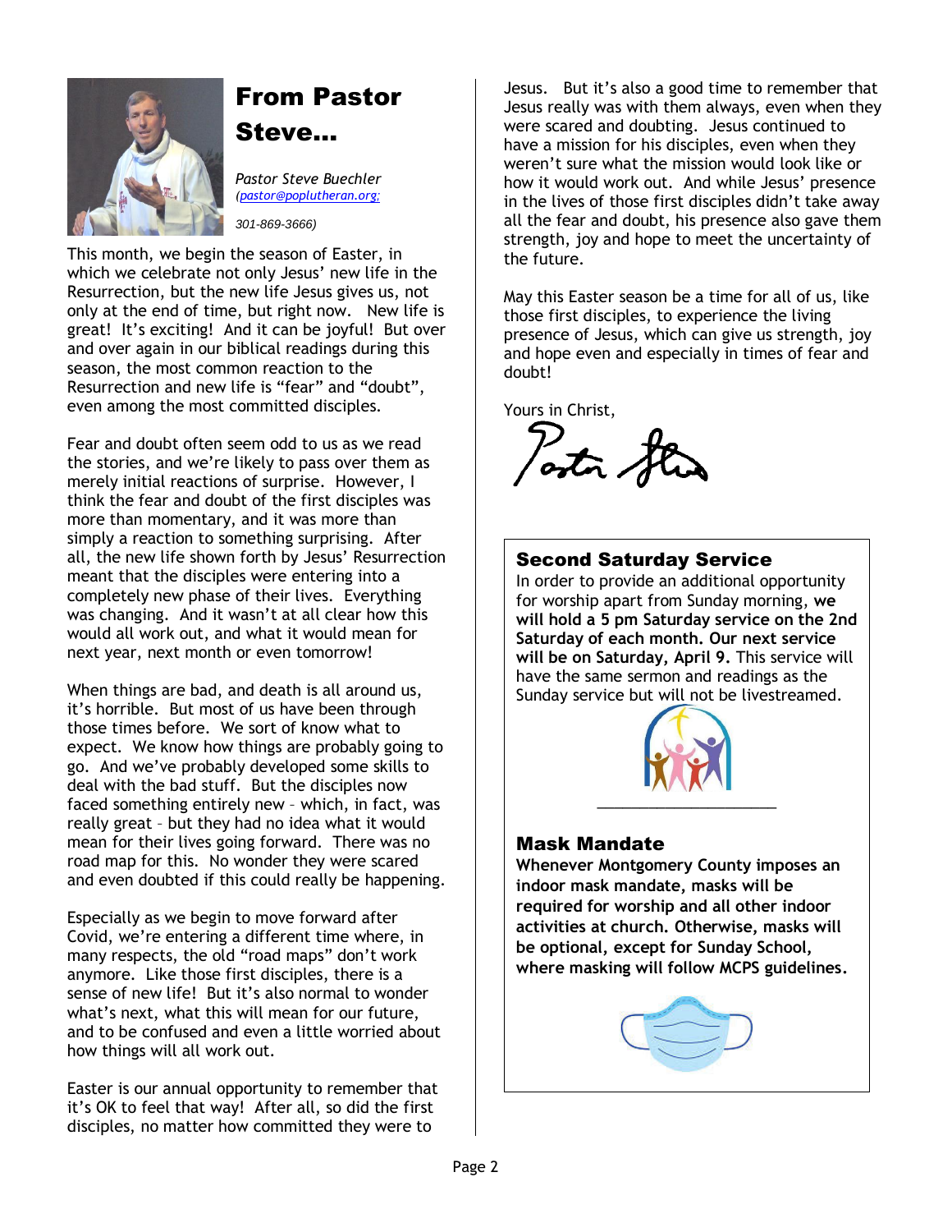# From Pastor Steve...

*Pastor Steve Buechler*
*(pastor@poplutheran.org;*

*301-869-3666)*

This month, we begin the season of Easter, in which we celebrate not only Jesus' new life in the Resurrection, but the new life Jesus gives us, not only at the end of time, but right now. New life is great! It's exciting! And it can be joyful! But over and over again in our biblical readings during this season, the most common reaction to the Resurrection and new life is "fear" and "doubt", even among the most committed disciples.

Fear and doubt often seem odd to us as we read the stories, and we're likely to pass over them as merely initial reactions of surprise. However, I think the fear and doubt of the first disciples was more than momentary, and it was more than simply a reaction to something surprising. After all, the new life shown forth by Jesus' Resurrection meant that the disciples were entering into a completely new phase of their lives. Everything was changing. And it wasn't at all clear how this would all work out, and what it would mean for next year, next month or even tomorrow!

When things are bad, and death is all around us, it's horrible. But most of us have been through those times before. We sort of know what to expect. We know how things are probably going to go. And we've probably developed some skills to deal with the bad stuff. But the disciples now faced something entirely new – which, in fact, was really great – but they had no idea what it would mean for their lives going forward. There was no road map for this. No wonder they were scared and even doubted if this could really be happening.

Especially as we begin to move forward after Covid, we're entering a different time where, in many respects, the old "road maps" don't work anymore. Like those first disciples, there is a sense of new life! But it's also normal to wonder what's next, what this will mean for our future, and to be confused and even a little worried about how things will all work out.

Easter is our annual opportunity to remember that it's OK to feel that way! After all, so did the first disciples, no matter how committed they were to Jesus. But it's also a good time to remember that Jesus really was with them always, even when they were scared and doubting. Jesus continued to have a mission for his disciples, even when they weren't sure what the mission would look like or how it would work out. And while Jesus' presence in the lives of those first disciples didn't take away all the fear and doubt, his presence also gave them strength, joy and hope to meet the uncertainty of the future.

May this Easter season be a time for all of us, like those first disciples, to experience the living presence of Jesus, which can give us strength, joy and hope even and especially in times of fear and doubt!

Yours in Christ,

Pastor Steve

## Second Saturday Service

In order to provide an additional opportunity for worship apart from Sunday morning, **we will hold a 5 pm Saturday service on the 2nd Saturday of each month. Our next service will be on Saturday, April 9.** This service will have the same sermon and readings as the Sunday service but will not be livestreamed.

## Mask Mandate

**Whenever Montgomery County imposes an indoor mask mandate, masks will be required for worship and all other indoor activities at church. Otherwise, masks will be optional, except for Sunday School, where masking will follow MCPS guidelines.**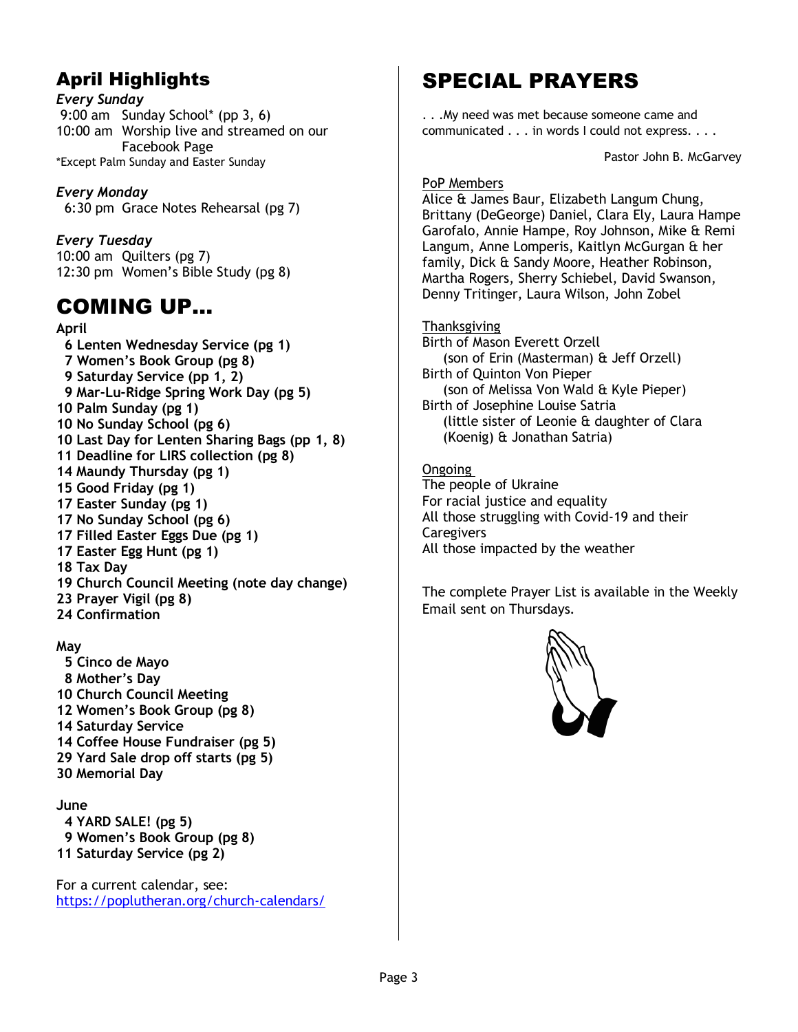## April Highlights

***Every Sunday***

9:00 am Sunday School* (pp 3, 6)
10:00 am Worship live and streamed on our Facebook Page
*Except Palm Sunday and Easter Sunday

***Every Monday***

6:30 pm Grace Notes Rehearsal (pg 7)

***Every Tuesday***

10:00 am Quilters (pg 7)
12:30 pm Women's Bible Study (pg 8)

## COMING UP...

**April**

**6 Lenten Wednesday Service (pg 1)**
**7 Women's Book Group (pg 8)**
**9 Saturday Service (pp 1, 2)**
**9 Mar-Lu-Ridge Spring Work Day (pg 5)**
**10 Palm Sunday (pg 1)**
**10 No Sunday School (pg 6)**
**10 Last Day for Lenten Sharing Bags (pp 1, 8)**
**11 Deadline for LIRS collection (pg 8)**
**14 Maundy Thursday (pg 1)**
**15 Good Friday (pg 1)**
**17 Easter Sunday (pg 1)**
**17 No Sunday School (pg 6)**
**17 Filled Easter Eggs Due (pg 1)**
**17 Easter Egg Hunt (pg 1)**
**18 Tax Day**
**19 Church Council Meeting (note day change)**
**23 Prayer Vigil (pg 8)**
**24 Confirmation**

**May**

**5 Cinco de Mayo**
**8 Mother's Day**
**10 Church Council Meeting**
**12 Women's Book Group (pg 8)**
**14 Saturday Service**
**14 Coffee House Fundraiser (pg 5)**
**29 Yard Sale drop off starts (pg 5)**
**30 Memorial Day**

**June**

**4 YARD SALE! (pg 5)**
**9 Women's Book Group (pg 8)**
**11 Saturday Service (pg 2)**

For a current calendar, see:
https://poplutheran.org/church-calendars/

# SPECIAL PRAYERS

. . .My need was met because someone came and communicated . . . in words I could not express. . . .

Pastor John B. McGarvey

PoP Members

Alice & James Baur, Elizabeth Langum Chung, Brittany (DeGeorge) Daniel, Clara Ely, Laura Hampe Garofalo, Annie Hampe, Roy Johnson, Mike & Remi Langum, Anne Lomperis, Kaitlyn McGurgan & her family, Dick & Sandy Moore, Heather Robinson, Martha Rogers, Sherry Schiebel, David Swanson, Denny Tritinger, Laura Wilson, John Zobel

Thanksgiving

Birth of Mason Everett Orzell
(son of Erin (Masterman) & Jeff Orzell)
Birth of Quinton Von Pieper
(son of Melissa Von Wald & Kyle Pieper)
Birth of Josephine Louise Satria
(little sister of Leonie & daughter of Clara (Koenig) & Jonathan Satria)

Ongoing

The people of Ukraine
For racial justice and equality
All those struggling with Covid-19 and their Caregivers
All those impacted by the weather

The complete Prayer List is available in the Weekly Email sent on Thursdays.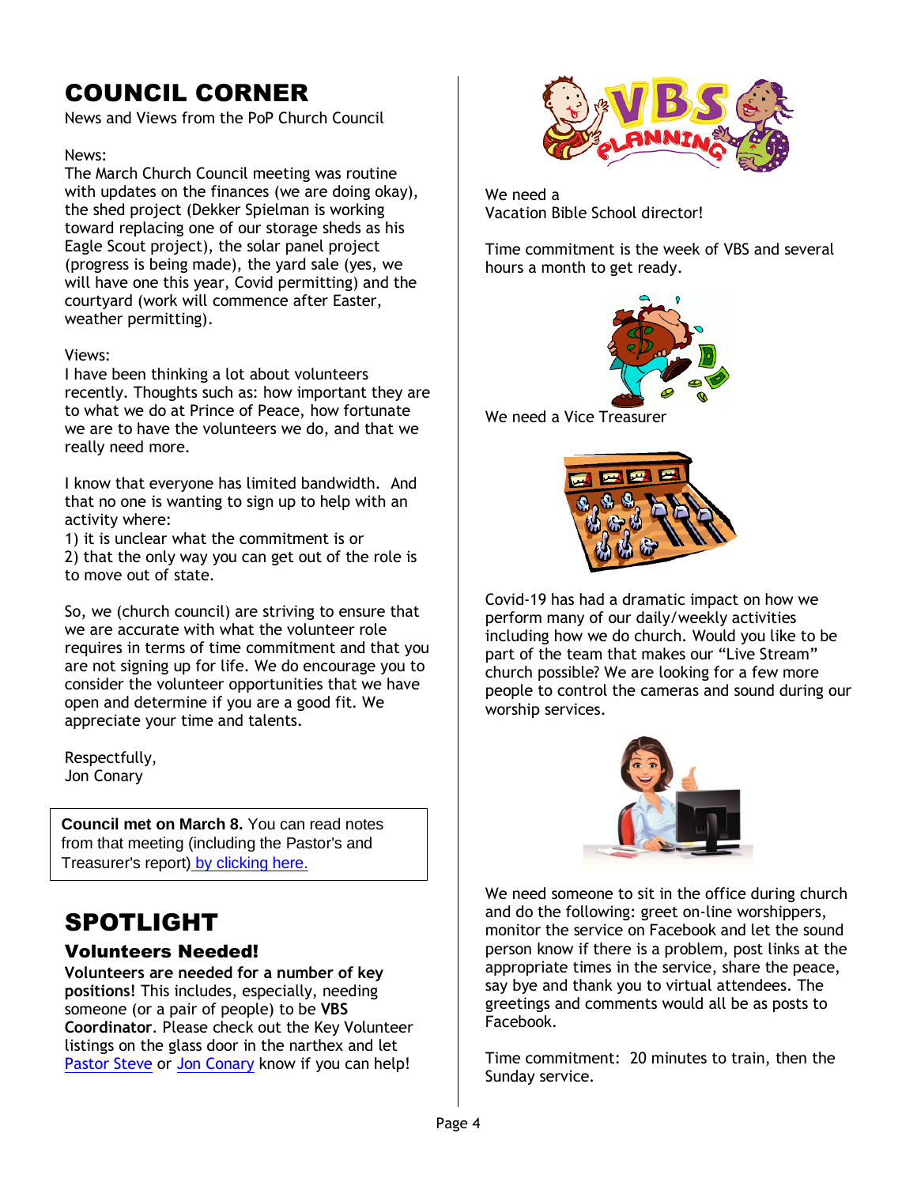# COUNCIL CORNER

News and Views from the PoP Church Council

News:
The March Church Council meeting was routine with updates on the finances (we are doing okay), the shed project (Dekker Spielman is working toward replacing one of our storage sheds as his Eagle Scout project), the solar panel project (progress is being made), the yard sale (yes, we will have one this year, Covid permitting) and the courtyard (work will commence after Easter, weather permitting).

Views:
I have been thinking a lot about volunteers recently. Thoughts such as: how important they are to what we do at Prince of Peace, how fortunate we are to have the volunteers we do, and that we really need more.

I know that everyone has limited bandwidth. And that no one is wanting to sign up to help with an activity where:
1) it is unclear what the commitment is or
2) that the only way you can get out of the role is to move out of state.

So, we (church council) are striving to ensure that we are accurate with what the volunteer role requires in terms of time commitment and that you are not signing up for life. We do encourage you to consider the volunteer opportunities that we have open and determine if you are a good fit. We appreciate your time and talents.

Respectfully,
Jon Conary

**Council met on March 8.** You can read notes from that meeting (including the Pastor's and Treasurer's report) by clicking here.

# SPOTLIGHT

## Volunteers Needed!

**Volunteers are needed for a number of key positions!** This includes, especially, needing someone (or a pair of people) to be **VBS Coordinator**. Please check out the Key Volunteer listings on the glass door in the narthex and let Pastor Steve or Jon Conary know if you can help!

We need a
Vacation Bible School director!

Time commitment is the week of VBS and several hours a month to get ready.

We need a Vice Treasurer

Covid-19 has had a dramatic impact on how we perform many of our daily/weekly activities including how we do church. Would you like to be part of the team that makes our “Live Stream” church possible? We are looking for a few more people to control the cameras and sound during our worship services.

We need someone to sit in the office during church and do the following: greet on-line worshippers, monitor the service on Facebook and let the sound person know if there is a problem, post links at the appropriate times in the service, share the peace, say bye and thank you to virtual attendees. The greetings and comments would all be as posts to Facebook.

Time commitment: 20 minutes to train, then the Sunday service.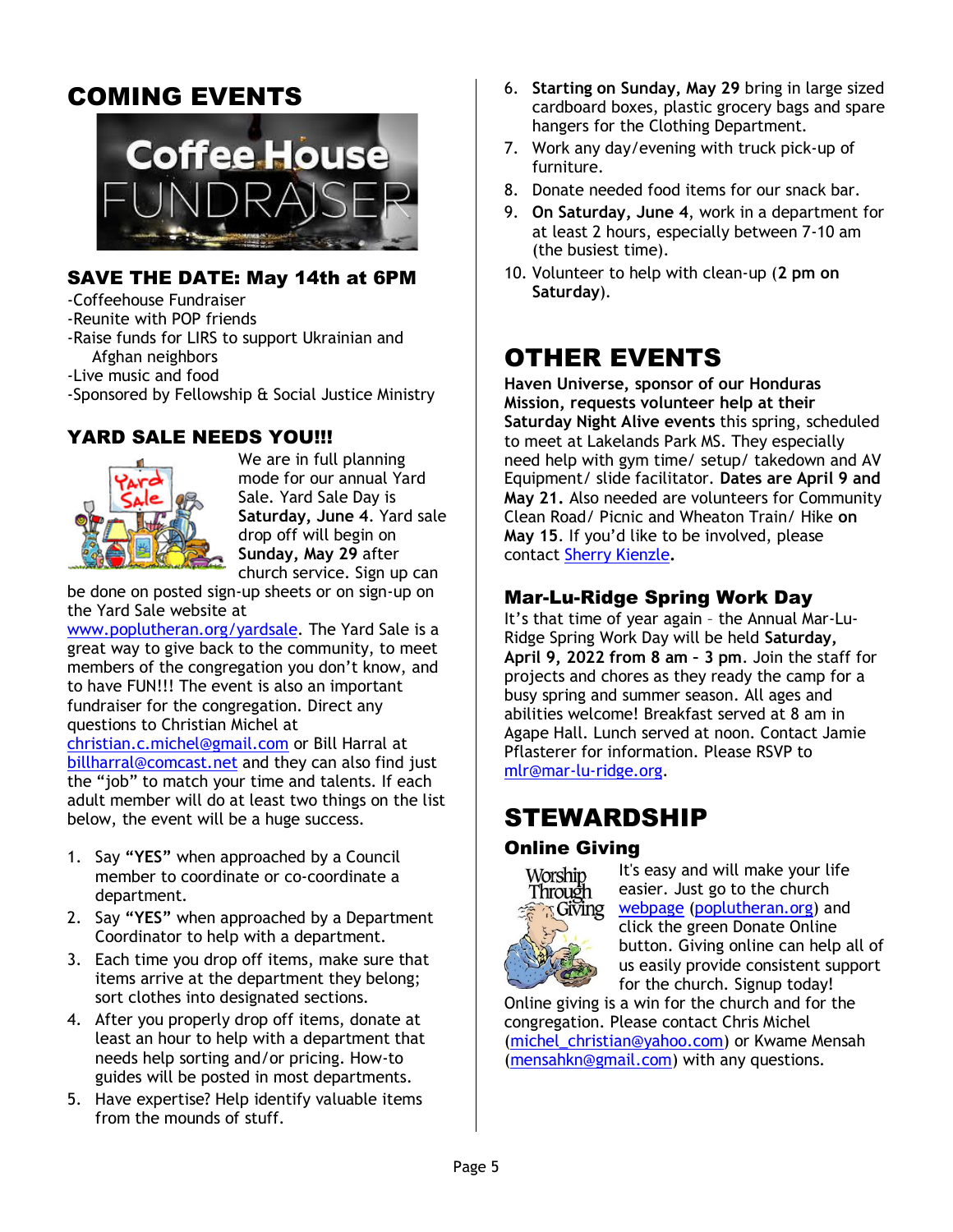# COMING EVENTS

## SAVE THE DATE: May 14th at 6PM

-Coffeehouse Fundraiser
-Reunite with POP friends
-Raise funds for LIRS to support Ukrainian and Afghan neighbors
-Live music and food
-Sponsored by Fellowship & Social Justice Ministry

## YARD SALE NEEDS YOU!!!

We are in full planning mode for our annual Yard Sale. Yard Sale Day is **Saturday, June 4**. Yard sale drop off will begin on **Sunday, May 29** after church service. Sign up can be done on posted sign-up sheets or on sign-up on the Yard Sale website at www.poplutheran.org/yardsale. The Yard Sale is a great way to give back to the community, to meet members of the congregation you don't know, and to have FUN!!! The event is also an important fundraiser for the congregation. Direct any questions to Christian Michel at christian.c.michel@gmail.com or Bill Harral at billharral@comcast.net and they can also find just the "job" to match your time and talents. If each adult member will do at least two things on the list below, the event will be a huge success.

1. Say **"YES"** when approached by a Council member to coordinate or co-coordinate a department.
2. Say **"YES"** when approached by a Department Coordinator to help with a department.
3. Each time you drop off items, make sure that items arrive at the department they belong; sort clothes into designated sections.
4. After you properly drop off items, donate at least an hour to help with a department that needs help sorting and/or pricing. How-to guides will be posted in most departments.
5. Have expertise? Help identify valuable items from the mounds of stuff.
6. **Starting on Sunday, May 29** bring in large sized cardboard boxes, plastic grocery bags and spare hangers for the Clothing Department.
7. Work any day/evening with truck pick-up of furniture.
8. Donate needed food items for our snack bar.
9. **On Saturday, June 4**, work in a department for at least 2 hours, especially between 7-10 am (the busiest time).
10. Volunteer to help with clean-up (**2 pm on Saturday**).

# OTHER EVENTS

**Haven Universe, sponsor of our Honduras Mission, requests volunteer help at their Saturday Night Alive events** this spring, scheduled to meet at Lakelands Park MS. They especially need help with gym time/ setup/ takedown and AV Equipment/ slide facilitator. **Dates are April 9 and May 21.** Also needed are volunteers for Community Clean Road/ Picnic and Wheaton Train/ Hike **on May 15**. If you'd like to be involved, please contact Sherry Kienzle.

## Mar-Lu-Ridge Spring Work Day

It's that time of year again – the Annual Mar-Lu-Ridge Spring Work Day will be held **Saturday, April 9, 2022 from 8 am – 3 pm**. Join the staff for projects and chores as they ready the camp for a busy spring and summer season. All ages and abilities welcome! Breakfast served at 8 am in Agape Hall. Lunch served at noon. Contact Jamie Pflasterer for information. Please RSVP to mlr@mar-lu-ridge.org.

# STEWARDSHIP

## Online Giving

It's easy and will make your life easier. Just go to the church webpage (poplutheran.org) and click the green Donate Online button. Giving online can help all of us easily provide consistent support for the church. Signup today! Online giving is a win for the church and for the congregation. Please contact Chris Michel (michel_christian@yahoo.com) or Kwame Mensah (mensahkn@gmail.com) with any questions.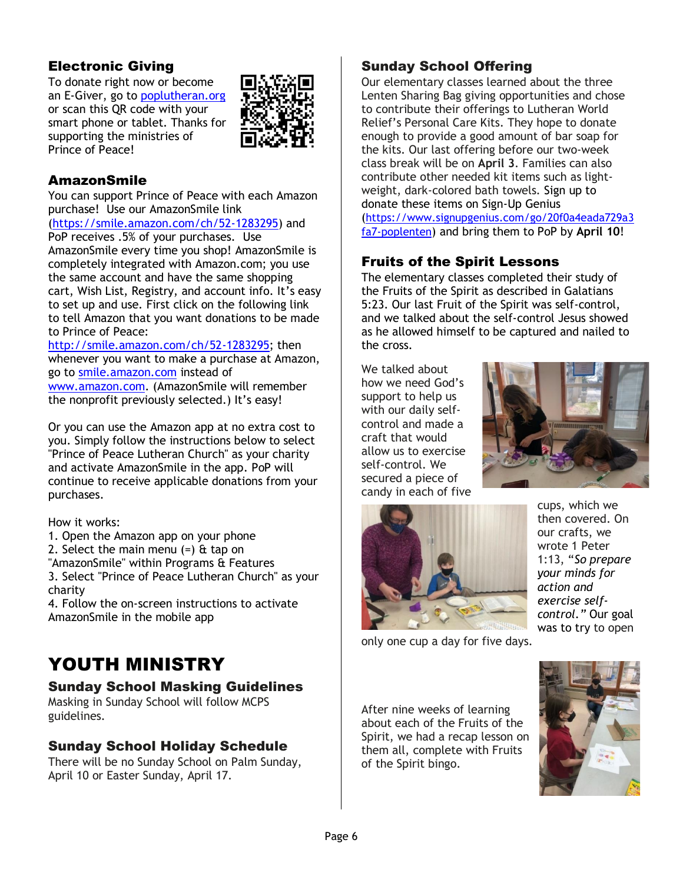## Electronic Giving

To donate right now or become an E-Giver, go to poplutheran.org or scan this QR code with your smart phone or tablet. Thanks for supporting the ministries of Prince of Peace!

## AmazonSmile

You can support Prince of Peace with each Amazon purchase! Use our AmazonSmile link (https://smile.amazon.com/ch/52-1283295) and PoP receives .5% of your purchases. Use AmazonSmile every time you shop! AmazonSmile is completely integrated with Amazon.com; you use the same account and have the same shopping cart, Wish List, Registry, and account info. It's easy to set up and use. First click on the following link to tell Amazon that you want donations to be made to Prince of Peace: http://smile.amazon.com/ch/52-1283295; then whenever you want to make a purchase at Amazon, go to smile.amazon.com instead of www.amazon.com. (AmazonSmile will remember the nonprofit previously selected.) It's easy!

Or you can use the Amazon app at no extra cost to you. Simply follow the instructions below to select "Prince of Peace Lutheran Church" as your charity and activate AmazonSmile in the app. PoP will continue to receive applicable donations from your purchases.

How it works:
1. Open the Amazon app on your phone
2. Select the main menu (=) & tap on "AmazonSmile" within Programs & Features
3. Select "Prince of Peace Lutheran Church" as your charity
4. Follow the on-screen instructions to activate AmazonSmile in the mobile app

# YOUTH MINISTRY

## Sunday School Masking Guidelines

Masking in Sunday School will follow MCPS guidelines.

## Sunday School Holiday Schedule

There will be no Sunday School on Palm Sunday, April 10 or Easter Sunday, April 17.

## Sunday School Offering

Our elementary classes learned about the three Lenten Sharing Bag giving opportunities and chose to contribute their offerings to Lutheran World Relief's Personal Care Kits. They hope to donate enough to provide a good amount of bar soap for the kits. Our last offering before our two-week class break will be on **April 3**. Families can also contribute other needed kit items such as light-weight, dark-colored bath towels. Sign up to donate these items on Sign-Up Genius (https://www.signupgenius.com/go/20f0a4eada729a3fa7-poplenten) and bring them to PoP by **April 10**!

## Fruits of the Spirit Lessons

The elementary classes completed their study of the Fruits of the Spirit as described in Galatians 5:23. Our last Fruit of the Spirit was self-control, and we talked about the self-control Jesus showed as he allowed himself to be captured and nailed to the cross.

We talked about how we need God's support to help us with our daily self-control and made a craft that would allow us to exercise self-control. We secured a piece of candy in each of five cups, which we then covered. On our crafts, we wrote 1 Peter 1:13, "*So prepare your minds for action and exercise self-control.*" Our goal was to try to open only one cup a day for five days.

After nine weeks of learning about each of the Fruits of the Spirit, we had a recap lesson on them all, complete with Fruits of the Spirit bingo.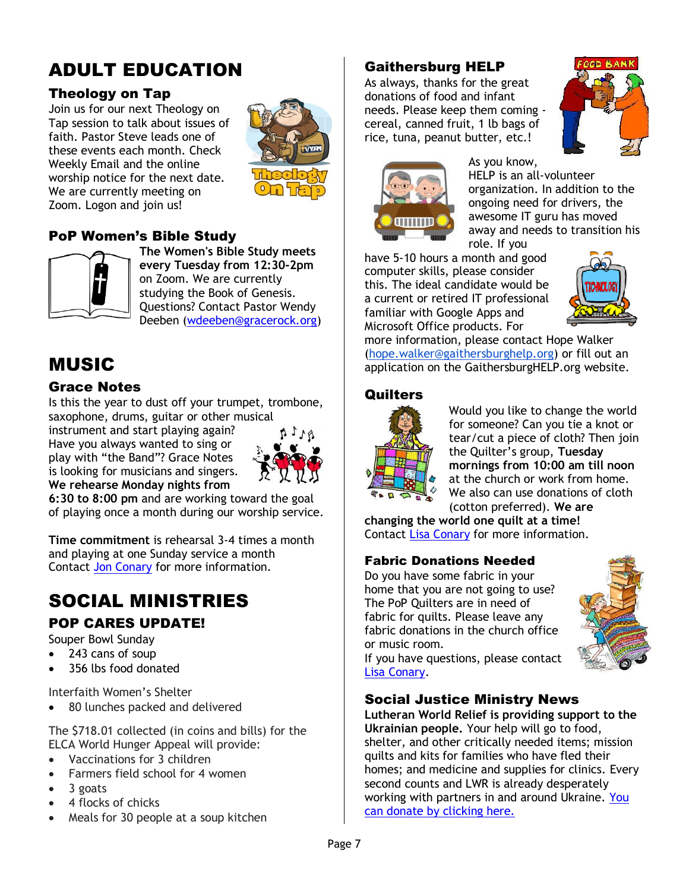# ADULT EDUCATION

## Theology on Tap

Join us for our next Theology on Tap session to talk about issues of faith. Pastor Steve leads one of these events each month. Check Weekly Email and the online worship notice for the next date. We are currently meeting on Zoom. Logon and join us!

## PoP Women's Bible Study

**The Women's Bible Study meets every Tuesday from 12:30-2pm** on Zoom. We are currently studying the Book of Genesis. Questions? Contact Pastor Wendy Deeben (wdeeben@gracerock.org)

# MUSIC

## Grace Notes

Is this the year to dust off your trumpet, trombone, saxophone, drums, guitar or other musical instrument and start playing again? Have you always wanted to sing or play with "the Band"? Grace Notes is looking for musicians and singers. **We rehearse Monday nights from 6:30 to 8:00 pm** and are working toward the goal of playing once a month during our worship service.

**Time commitment** is rehearsal 3-4 times a month and playing at one Sunday service a month Contact Jon Conary for more information.

# SOCIAL MINISTRIES

## POP CARES UPDATE!

Souper Bowl Sunday

- 243 cans of soup
- 356 lbs food donated

Interfaith Women's Shelter

- 80 lunches packed and delivered

The $718.01 collected (in coins and bills) for the ELCA World Hunger Appeal will provide:

- Vaccinations for 3 children
- Farmers field school for 4 women
- 3 goats
- 4 flocks of chicks
- Meals for 30 people at a soup kitchen

## Gaithersburg HELP

As always, thanks for the great donations of food and infant needs. Please keep them coming - cereal, canned fruit, 1 lb bags of rice, tuna, peanut butter, etc.!

As you know, HELP is an all-volunteer organization. In addition to the ongoing need for drivers, the awesome IT guru has moved away and needs to transition his role. If you have 5-10 hours a month and good computer skills, please consider this. The ideal candidate would be a current or retired IT professional familiar with Google Apps and Microsoft Office products. For more information, please contact Hope Walker (hope.walker@gaithersburghelp.org) or fill out an application on the GaithersburgHELP.org website.

## Quilters

Would you like to change the world for someone? Can you tie a knot or tear/cut a piece of cloth? Then join the Quilter's group, **Tuesday mornings from 10:00 am till noon** at the church or work from home. We also can use donations of cloth (cotton preferred). **We are changing the world one quilt at a time!** Contact Lisa Conary for more information.

## Fabric Donations Needed

Do you have some fabric in your home that you are not going to use? The PoP Quilters are in need of fabric for quilts. Please leave any fabric donations in the church office or music room.
If you have questions, please contact Lisa Conary.

## Social Justice Ministry News

**Lutheran World Relief is providing support to the Ukrainian people.** Your help will go to food, shelter, and other critically needed items; mission quilts and kits for families who have fled their homes; and medicine and supplies for clinics. Every second counts and LWR is already desperately working with partners in and around Ukraine. You can donate by clicking here.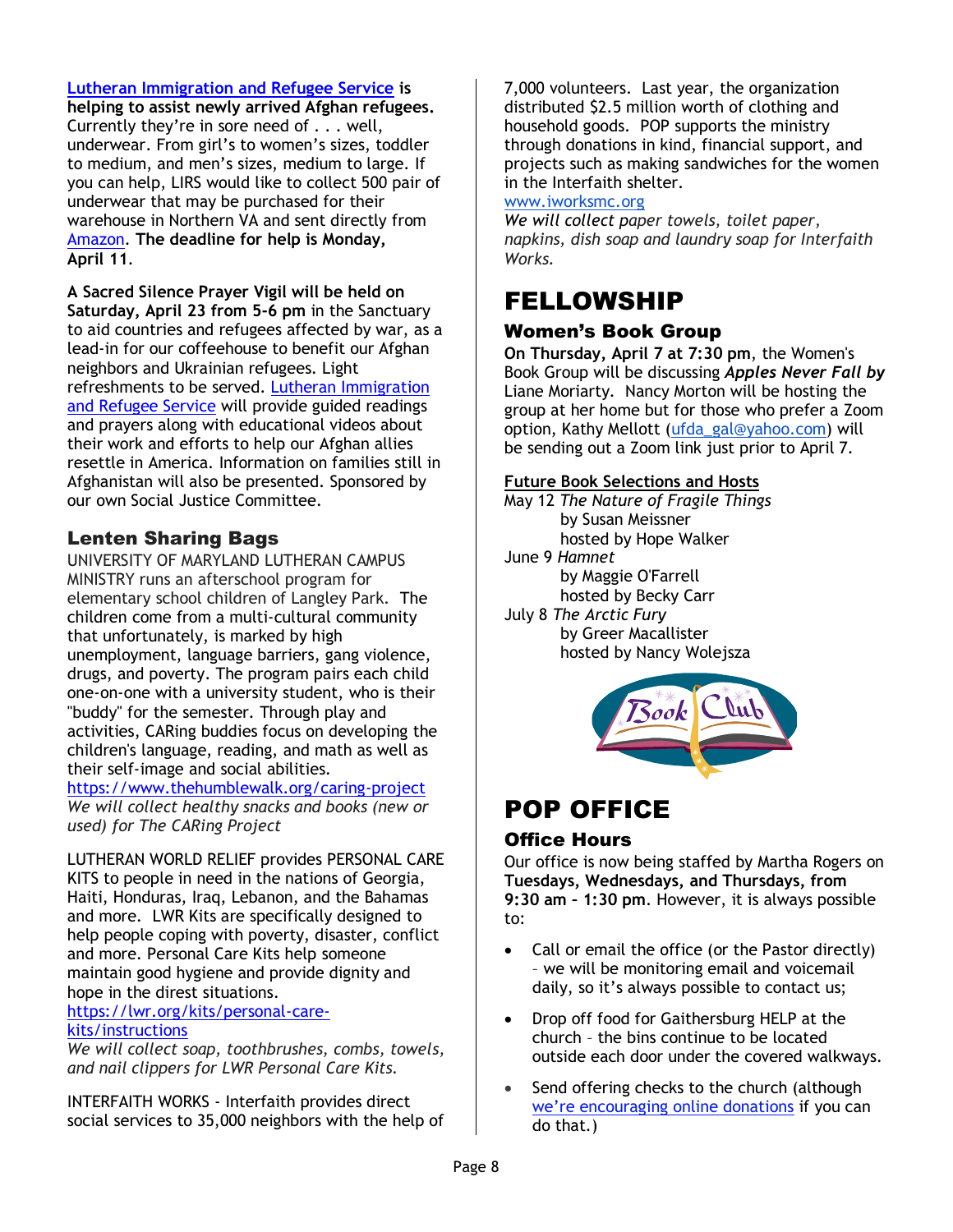**[Lutheran Immigration and Refugee Service](#) is helping to assist newly arrived Afghan refugees.** Currently they're in sore need of . . . well, underwear. From girl's to women's sizes, toddler to medium, and men's sizes, medium to large. If you can help, LIRS would like to collect 500 pair of underwear that may be purchased for their warehouse in Northern VA and sent directly from [Amazon](#). **The deadline for help is Monday, April 11.**

**A Sacred Silence Prayer Vigil will be held on Saturday, April 23 from 5-6 pm** in the Sanctuary to aid countries and refugees affected by war, as a lead-in for our coffeehouse to benefit our Afghan neighbors and Ukrainian refugees. Light refreshments to be served. [Lutheran Immigration and Refugee Service](#) will provide guided readings and prayers along with educational videos about their work and efforts to help our Afghan allies resettle in America. Information on families still in Afghanistan will also be presented. Sponsored by our own Social Justice Committee.

### Lenten Sharing Bags

UNIVERSITY OF MARYLAND LUTHERAN CAMPUS MINISTRY runs an afterschool program for elementary school children of Langley Park. The children come from a multi-cultural community that unfortunately, is marked by high unemployment, language barriers, gang violence, drugs, and poverty. The program pairs each child one-on-one with a university student, who is their "buddy" for the semester. Through play and activities, CARing buddies focus on developing the children's language, reading, and math as well as their self-image and social abilities.
https://www.thehumblewalk.org/caring-project
*We will collect healthy snacks and books (new or used) for The CARing Project*

LUTHERAN WORLD RELIEF provides PERSONAL CARE KITS to people in need in the nations of Georgia, Haiti, Honduras, Iraq, Lebanon, and the Bahamas and more. LWR Kits are specifically designed to help people coping with poverty, disaster, conflict and more. Personal Care Kits help someone maintain good hygiene and provide dignity and hope in the direst situations.
https://lwr.org/kits/personal-care-kits/instructions
*We will collect soap, toothbrushes, combs, towels, and nail clippers for LWR Personal Care Kits.*

INTERFAITH WORKS - Interfaith provides direct social services to 35,000 neighbors with the help of 7,000 volunteers. Last year, the organization distributed $2.5 million worth of clothing and household goods. POP supports the ministry through donations in kind, financial support, and projects such as making sandwiches for the women in the Interfaith shelter.
www.iworksmc.org
*We will collect paper towels, toilet paper, napkins, dish soap and laundry soap for Interfaith Works.*

# FELLOWSHIP

### Women's Book Group

**On Thursday, April 7 at 7:30 pm**, the Women's Book Group will be discussing ***Apples Never Fall by*** Liane Moriarty. Nancy Morton will be hosting the group at her home but for those who prefer a Zoom option, Kathy Mellott (ufda_gal@yahoo.com) will be sending out a Zoom link just prior to April 7.

**Future Book Selections and Hosts**

May 12 *The Nature of Fragile Things*
by Susan Meissner
hosted by Hope Walker

June 9 *Hamnet*
by Maggie O'Farrell
hosted by Becky Carr

July 8 *The Arctic Fury*
by Greer Macallister
hosted by Nancy Wolejsza

# POP OFFICE

### Office Hours

Our office is now being staffed by Martha Rogers on **Tuesdays, Wednesdays, and Thursdays, from 9:30 am – 1:30 pm**. However, it is always possible to:

- Call or email the office (or the Pastor directly) – we will be monitoring email and voicemail daily, so it's always possible to contact us;
- Drop off food for Gaithersburg HELP at the church – the bins continue to be located outside each door under the covered walkways.
- Send offering checks to the church (although [we're encouraging online donations](#) if you can do that.)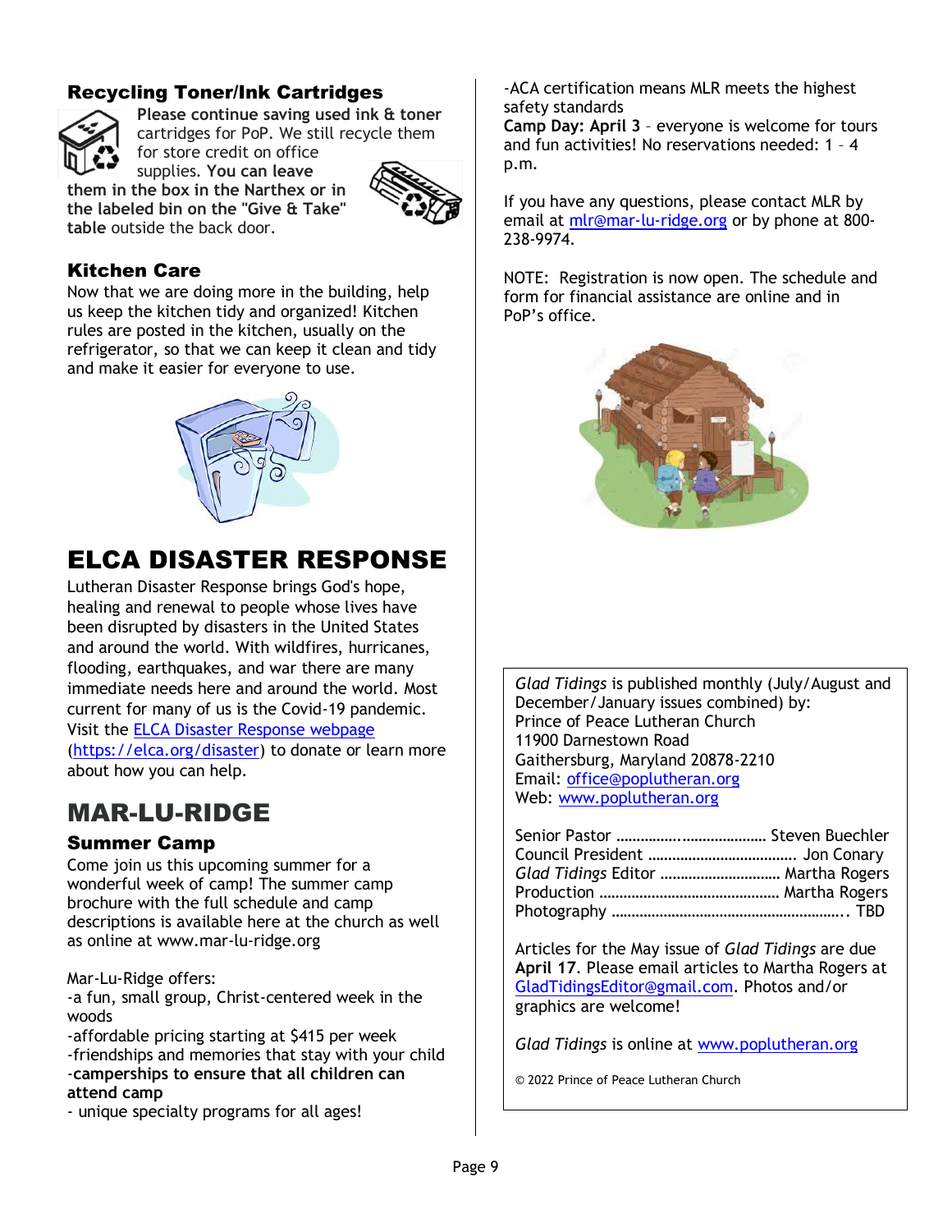### Recycling Toner/Ink Cartridges

**Please continue saving used ink & toner** cartridges for PoP. We still recycle them for store credit on office supplies. **You can leave them in the box in the Narthex or in the labeled bin on the "Give & Take" table** outside the back door.

### Kitchen Care

Now that we are doing more in the building, help us keep the kitchen tidy and organized! Kitchen rules are posted in the kitchen, usually on the refrigerator, so that we can keep it clean and tidy and make it easier for everyone to use.

## ELCA DISASTER RESPONSE

Lutheran Disaster Response brings God's hope, healing and renewal to people whose lives have been disrupted by disasters in the United States and around the world. With wildfires, hurricanes, flooding, earthquakes, and war there are many immediate needs here and around the world. Most current for many of us is the Covid-19 pandemic. Visit the ELCA Disaster Response webpage (https://elca.org/disaster) to donate or learn more about how you can help.

## MAR-LU-RIDGE

### Summer Camp

Come join us this upcoming summer for a wonderful week of camp! The summer camp brochure with the full schedule and camp descriptions is available here at the church as well as online at www.mar-lu-ridge.org

Mar-Lu-Ridge offers:
-a fun, small group, Christ-centered week in the woods
-affordable pricing starting at $415 per week
-friendships and memories that stay with your child
-**camperships to ensure that all children can attend camp**
- unique specialty programs for all ages!
-ACA certification means MLR meets the highest safety standards

**Camp Day: April 3** – everyone is welcome for tours and fun activities! No reservations needed: 1 – 4 p.m.

If you have any questions, please contact MLR by email at mlr@mar-lu-ridge.org or by phone at 800-238-9974.

NOTE: Registration is now open. The schedule and form for financial assistance are online and in PoP's office.

*Glad Tidings* is published monthly (July/August and December/January issues combined) by:
Prince of Peace Lutheran Church
11900 Darnestown Road
Gaithersburg, Maryland 20878-2210
Email: office@poplutheran.org
Web: www.poplutheran.org

Senior Pastor .................................. Steven Buechler
Council President .................................... Jon Conary
*Glad Tidings* Editor ............................. Martha Rogers
Production ........................................... Martha Rogers
Photography ........................................................ TBD

Articles for the May issue of *Glad Tidings* are due **April 17**. Please email articles to Martha Rogers at GladTidingsEditor@gmail.com. Photos and/or graphics are welcome!

*Glad Tidings* is online at www.poplutheran.org

© 2022 Prince of Peace Lutheran Church